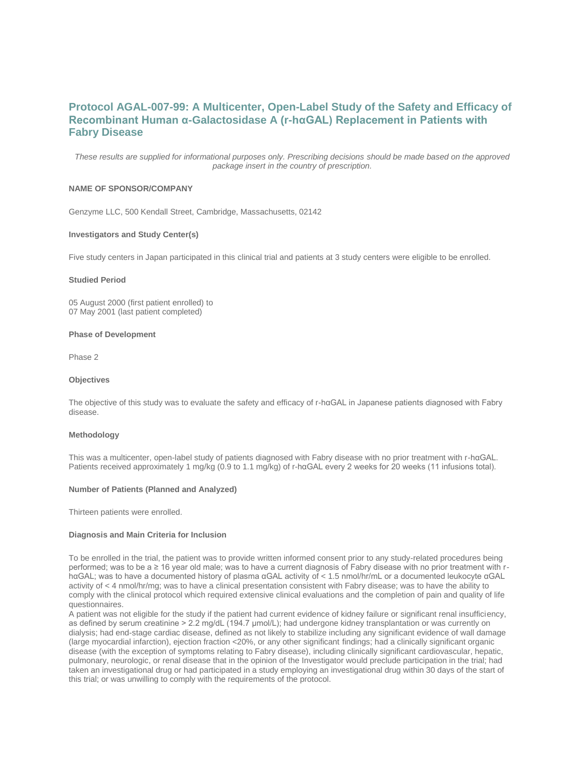# Protocol AGAL-007-99: A Multicenter, Open-Label Study of the Safety and Efficacy of Recombinant Human α-Galactosidase A (r-hαGAL) Replacement in Patients with Fabry Disease

*These results are supplied for informational purposes only. Prescribing decisions should be made based on the approved package insert in the country of prescription.*

**NAME OF SPONSOR/COMPANY**

Genzyme LLC, 500 Kendall Street, Cambridge, Massachusetts, 02142

**Investigators and Study Center(s)**

Five study centers in Japan participated in this clinical trial and patients at 3 study centers were eligible to be enrolled.

**Studied Period**

05 August 2000 (first patient enrolled) to
07 May 2001 (last patient completed)

**Phase of Development**

Phase 2

**Objectives**

The objective of this study was to evaluate the safety and efficacy of r-hαGAL in Japanese patients diagnosed with Fabry disease.

**Methodology**

This was a multicenter, open-label study of patients diagnosed with Fabry disease with no prior treatment with r-hαGAL. Patients received approximately 1 mg/kg (0.9 to 1.1 mg/kg) of r-hαGAL every 2 weeks for 20 weeks (11 infusions total).

**Number of Patients (Planned and Analyzed)**

Thirteen patients were enrolled.

**Diagnosis and Main Criteria for Inclusion**

To be enrolled in the trial, the patient was to provide written informed consent prior to any study-related procedures being performed; was to be a ≥ 16 year old male; was to have a current diagnosis of Fabry disease with no prior treatment with r-hαGAL; was to have a documented history of plasma αGAL activity of < 1.5 nmol/hr/mL or a documented leukocyte αGAL activity of < 4 nmol/hr/mg; was to have a clinical presentation consistent with Fabry disease; was to have the ability to comply with the clinical protocol which required extensive clinical evaluations and the completion of pain and quality of life questionnaires.

A patient was not eligible for the study if the patient had current evidence of kidney failure or significant renal insufficiency, as defined by serum creatinine > 2.2 mg/dL (194.7 μmol/L); had undergone kidney transplantation or was currently on dialysis; had end-stage cardiac disease, defined as not likely to stabilize including any significant evidence of wall damage (large myocardial infarction), ejection fraction <20%, or any other significant findings; had a clinically significant organic disease (with the exception of symptoms relating to Fabry disease), including clinically significant cardiovascular, hepatic, pulmonary, neurologic, or renal disease that in the opinion of the Investigator would preclude participation in the trial; had taken an investigational drug or had participated in a study employing an investigational drug within 30 days of the start of this trial; or was unwilling to comply with the requirements of the protocol.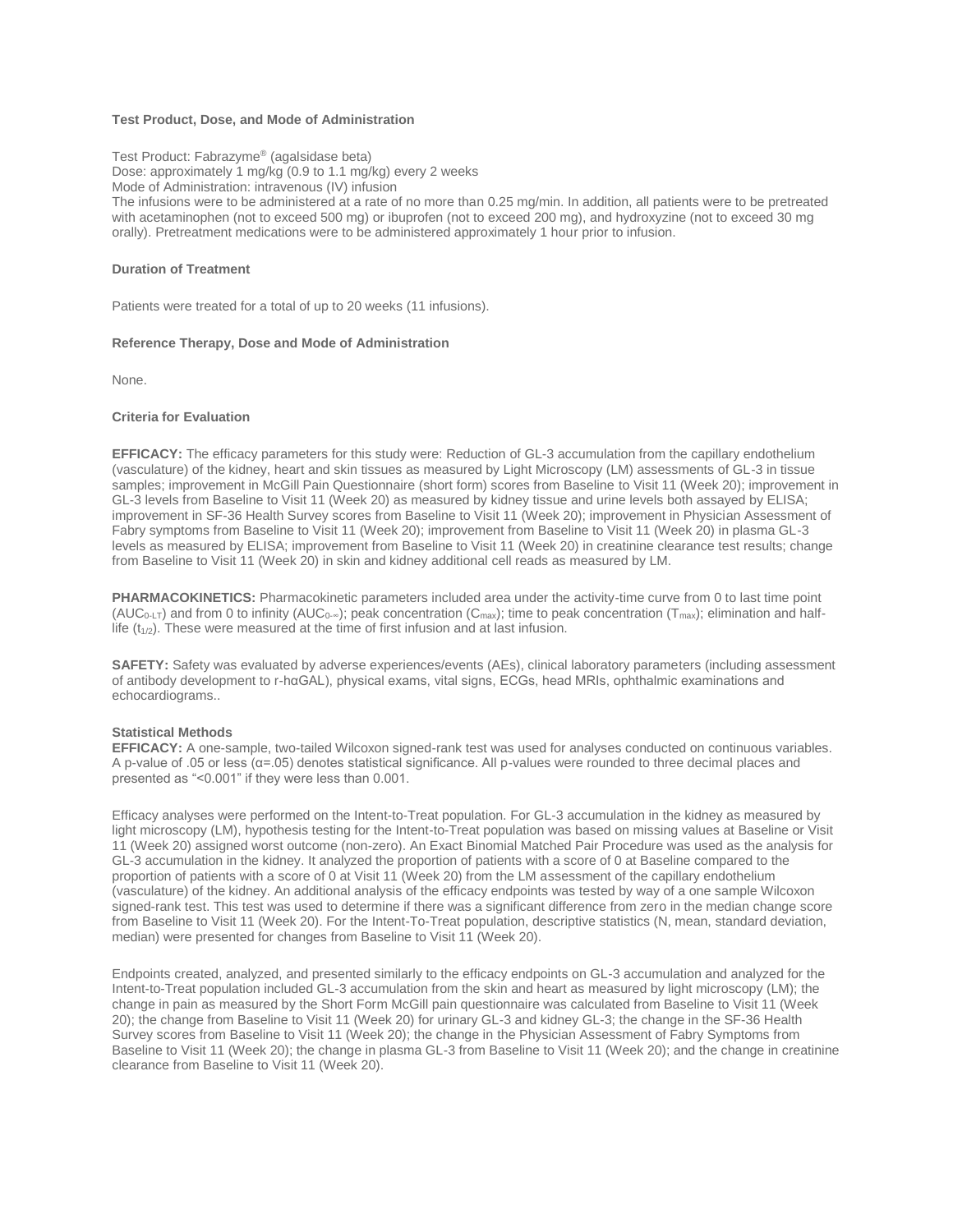### Test Product, Dose, and Mode of Administration

Test Product: Fabrazyme® (agalsidase beta)
Dose: approximately 1 mg/kg (0.9 to 1.1 mg/kg) every 2 weeks
Mode of Administration: intravenous (IV) infusion
The infusions were to be administered at a rate of no more than 0.25 mg/min. In addition, all patients were to be pretreated with acetaminophen (not to exceed 500 mg) or ibuprofen (not to exceed 200 mg), and hydroxyzine (not to exceed 30 mg orally). Pretreatment medications were to be administered approximately 1 hour prior to infusion.

### Duration of Treatment

Patients were treated for a total of up to 20 weeks (11 infusions).

### Reference Therapy, Dose and Mode of Administration

None.

### Criteria for Evaluation

**EFFICACY:** The efficacy parameters for this study were: Reduction of GL-3 accumulation from the capillary endothelium (vasculature) of the kidney, heart and skin tissues as measured by Light Microscopy (LM) assessments of GL-3 in tissue samples; improvement in McGill Pain Questionnaire (short form) scores from Baseline to Visit 11 (Week 20); improvement in GL-3 levels from Baseline to Visit 11 (Week 20) as measured by kidney tissue and urine levels both assayed by ELISA; improvement in SF-36 Health Survey scores from Baseline to Visit 11 (Week 20); improvement in Physician Assessment of Fabry symptoms from Baseline to Visit 11 (Week 20); improvement from Baseline to Visit 11 (Week 20) in plasma GL-3 levels as measured by ELISA; improvement from Baseline to Visit 11 (Week 20) in creatinine clearance test results; change from Baseline to Visit 11 (Week 20) in skin and kidney additional cell reads as measured by LM.

**PHARMACOKINETICS:** Pharmacokinetic parameters included area under the activity-time curve from 0 to last time point ($AUC_{0\text{-}LT}$) and from 0 to infinity ($AUC_{0\text{-}\infty}$); peak concentration ($C_{max}$); time to peak concentration ($T_{max}$); elimination and half-life ($t_{1/2}$). These were measured at the time of first infusion and at last infusion.

**SAFETY:** Safety was evaluated by adverse experiences/events (AEs), clinical laboratory parameters (including assessment of antibody development to r-hαGAL), physical exams, vital signs, ECGs, head MRIs, ophthalmic examinations and echocardiograms..

### Statistical Methods

**EFFICACY:** A one-sample, two-tailed Wilcoxon signed-rank test was used for analyses conducted on continuous variables. A p-value of .05 or less ($\alpha$=.05) denotes statistical significance. All p-values were rounded to three decimal places and presented as "<0.001" if they were less than 0.001.

Efficacy analyses were performed on the Intent-to-Treat population. For GL-3 accumulation in the kidney as measured by light microscopy (LM), hypothesis testing for the Intent-to-Treat population was based on missing values at Baseline or Visit 11 (Week 20) assigned worst outcome (non-zero). An Exact Binomial Matched Pair Procedure was used as the analysis for GL-3 accumulation in the kidney. It analyzed the proportion of patients with a score of 0 at Baseline compared to the proportion of patients with a score of 0 at Visit 11 (Week 20) from the LM assessment of the capillary endothelium (vasculature) of the kidney. An additional analysis of the efficacy endpoints was tested by way of a one sample Wilcoxon signed-rank test. This test was used to determine if there was a significant difference from zero in the median change score from Baseline to Visit 11 (Week 20). For the Intent-To-Treat population, descriptive statistics (N, mean, standard deviation, median) were presented for changes from Baseline to Visit 11 (Week 20).

Endpoints created, analyzed, and presented similarly to the efficacy endpoints on GL-3 accumulation and analyzed for the Intent-to-Treat population included GL-3 accumulation from the skin and heart as measured by light microscopy (LM); the change in pain as measured by the Short Form McGill pain questionnaire was calculated from Baseline to Visit 11 (Week 20); the change from Baseline to Visit 11 (Week 20) for urinary GL-3 and kidney GL-3; the change in the SF-36 Health Survey scores from Baseline to Visit 11 (Week 20); the change in the Physician Assessment of Fabry Symptoms from Baseline to Visit 11 (Week 20); the change in plasma GL-3 from Baseline to Visit 11 (Week 20); and the change in creatinine clearance from Baseline to Visit 11 (Week 20).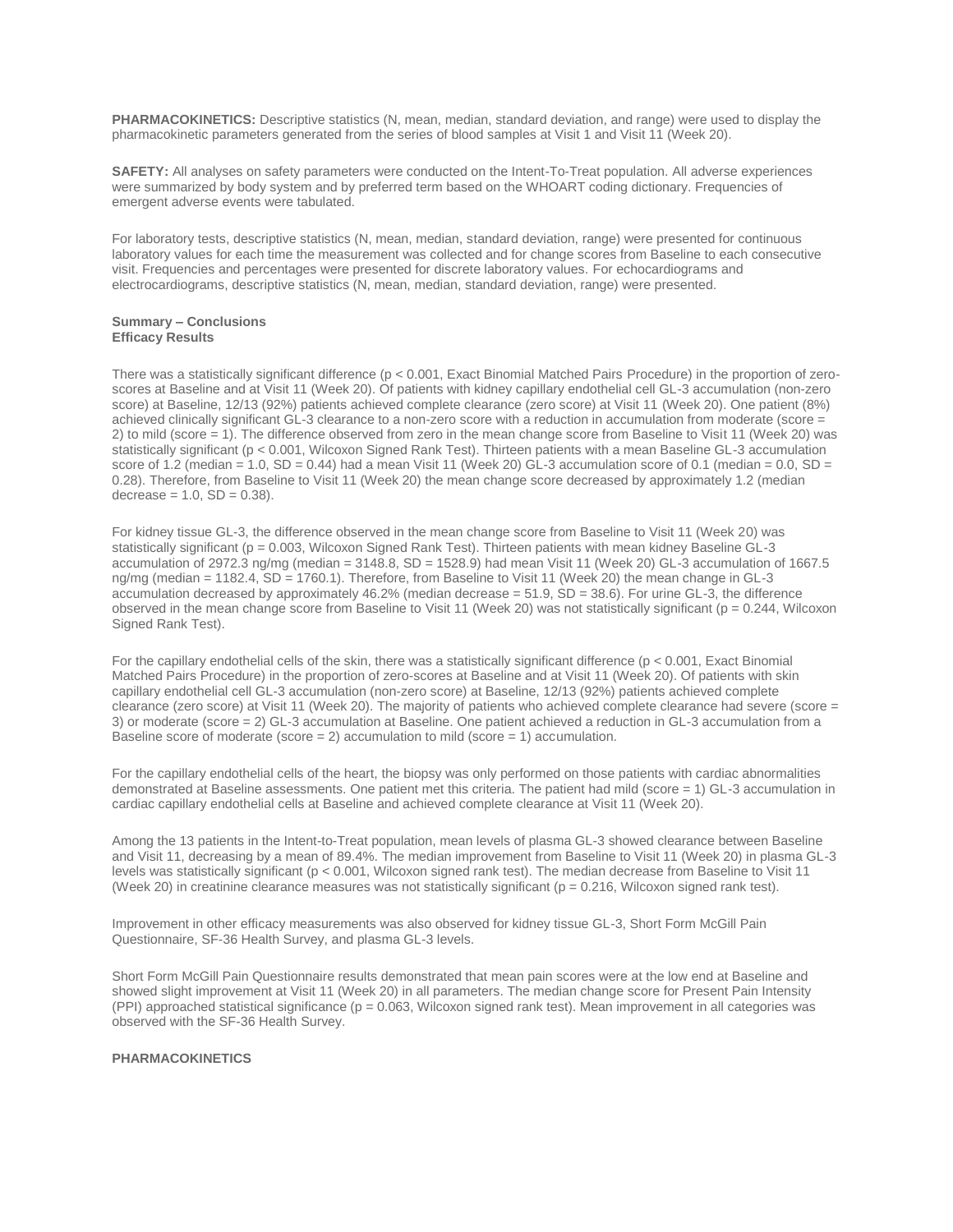**PHARMACOKINETICS:** Descriptive statistics (N, mean, median, standard deviation, and range) were used to display the pharmacokinetic parameters generated from the series of blood samples at Visit 1 and Visit 11 (Week 20).

**SAFETY:** All analyses on safety parameters were conducted on the Intent-To-Treat population. All adverse experiences were summarized by body system and by preferred term based on the WHOART coding dictionary. Frequencies of emergent adverse events were tabulated.

For laboratory tests, descriptive statistics (N, mean, median, standard deviation, range) were presented for continuous laboratory values for each time the measurement was collected and for change scores from Baseline to each consecutive visit. Frequencies and percentages were presented for discrete laboratory values. For echocardiograms and electrocardiograms, descriptive statistics (N, mean, median, standard deviation, range) were presented.

**Summary – Conclusions**
**Efficacy Results**

There was a statistically significant difference ($p < 0.001$, Exact Binomial Matched Pairs Procedure) in the proportion of zero-scores at Baseline and at Visit 11 (Week 20). Of patients with kidney capillary endothelial cell GL-3 accumulation (non-zero score) at Baseline, 12/13 (92%) patients achieved complete clearance (zero score) at Visit 11 (Week 20). One patient (8%) achieved clinically significant GL-3 clearance to a non-zero score with a reduction in accumulation from moderate (score = 2) to mild (score = 1). The difference observed from zero in the mean change score from Baseline to Visit 11 (Week 20) was statistically significant ($p < 0.001$, Wilcoxon Signed Rank Test). Thirteen patients with a mean Baseline GL-3 accumulation score of 1.2 (median = 1.0, SD = 0.44) had a mean Visit 11 (Week 20) GL-3 accumulation score of 0.1 (median = 0.0, SD = 0.28). Therefore, from Baseline to Visit 11 (Week 20) the mean change score decreased by approximately 1.2 (median decrease = 1.0, SD = 0.38).

For kidney tissue GL-3, the difference observed in the mean change score from Baseline to Visit 11 (Week 20) was statistically significant ($p = 0.003$, Wilcoxon Signed Rank Test). Thirteen patients with mean kidney Baseline GL-3 accumulation of 2972.3 ng/mg (median = 3148.8, SD = 1528.9) had mean Visit 11 (Week 20) GL-3 accumulation of 1667.5 ng/mg (median = 1182.4, SD = 1760.1). Therefore, from Baseline to Visit 11 (Week 20) the mean change in GL-3 accumulation decreased by approximately 46.2% (median decrease = 51.9, SD = 38.6). For urine GL-3, the difference observed in the mean change score from Baseline to Visit 11 (Week 20) was not statistically significant ($p = 0.244$, Wilcoxon Signed Rank Test).

For the capillary endothelial cells of the skin, there was a statistically significant difference ($p < 0.001$, Exact Binomial Matched Pairs Procedure) in the proportion of zero-scores at Baseline and at Visit 11 (Week 20). Of patients with skin capillary endothelial cell GL-3 accumulation (non-zero score) at Baseline, 12/13 (92%) patients achieved complete clearance (zero score) at Visit 11 (Week 20). The majority of patients who achieved complete clearance had severe (score = 3) or moderate (score = 2) GL-3 accumulation at Baseline. One patient achieved a reduction in GL-3 accumulation from a Baseline score of moderate (score = 2) accumulation to mild (score = 1) accumulation.

For the capillary endothelial cells of the heart, the biopsy was only performed on those patients with cardiac abnormalities demonstrated at Baseline assessments. One patient met this criteria. The patient had mild (score = 1) GL-3 accumulation in cardiac capillary endothelial cells at Baseline and achieved complete clearance at Visit 11 (Week 20).

Among the 13 patients in the Intent-to-Treat population, mean levels of plasma GL-3 showed clearance between Baseline and Visit 11, decreasing by a mean of 89.4%. The median improvement from Baseline to Visit 11 (Week 20) in plasma GL-3 levels was statistically significant ($p < 0.001$, Wilcoxon signed rank test). The median decrease from Baseline to Visit 11 (Week 20) in creatinine clearance measures was not statistically significant ($p = 0.216$, Wilcoxon signed rank test).

Improvement in other efficacy measurements was also observed for kidney tissue GL-3, Short Form McGill Pain Questionnaire, SF-36 Health Survey, and plasma GL-3 levels.

Short Form McGill Pain Questionnaire results demonstrated that mean pain scores were at the low end at Baseline and showed slight improvement at Visit 11 (Week 20) in all parameters. The median change score for Present Pain Intensity (PPI) approached statistical significance ($p = 0.063$, Wilcoxon signed rank test). Mean improvement in all categories was observed with the SF-36 Health Survey.

**PHARMACOKINETICS**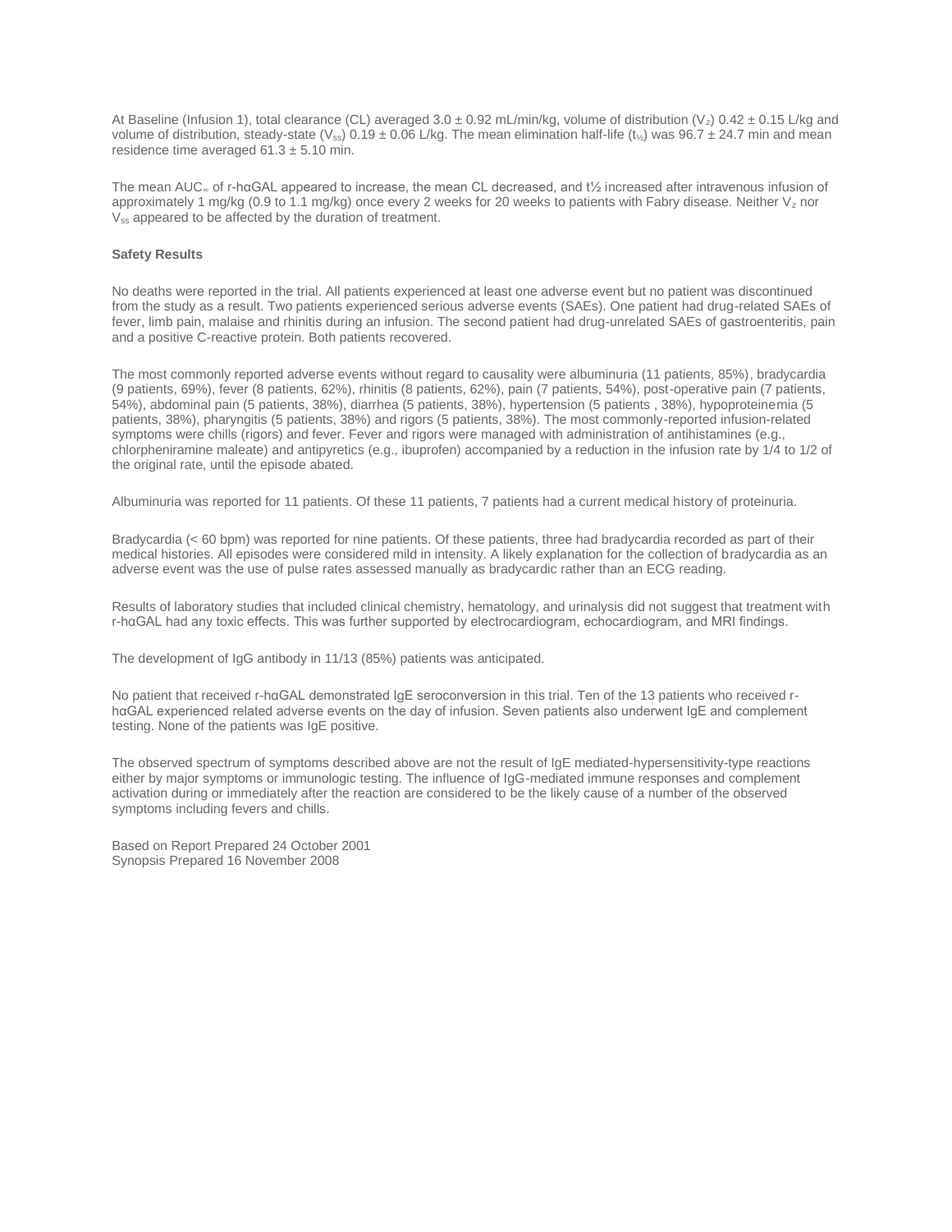At Baseline (Infusion 1), total clearance (CL) averaged 3.0 ± 0.92 mL/min/kg, volume of distribution ($V_z$) 0.42 ± 0.15 L/kg and volume of distribution, steady-state ($V_{ss}$) 0.19 ± 0.06 L/kg. The mean elimination half-life ($t_{½}$) was 96.7 ± 24.7 min and mean residence time averaged 61.3 ± 5.10 min.

The mean $AUC_{\infty}$ of r-hαGAL appeared to increase, the mean CL decreased, and t½ increased after intravenous infusion of approximately 1 mg/kg (0.9 to 1.1 mg/kg) once every 2 weeks for 20 weeks to patients with Fabry disease. Neither $V_z$ nor $V_{ss}$ appeared to be affected by the duration of treatment.

**Safety Results**

No deaths were reported in the trial. All patients experienced at least one adverse event but no patient was discontinued from the study as a result. Two patients experienced serious adverse events (SAEs). One patient had drug-related SAEs of fever, limb pain, malaise and rhinitis during an infusion. The second patient had drug-unrelated SAEs of gastroenteritis, pain and a positive C-reactive protein. Both patients recovered.

The most commonly reported adverse events without regard to causality were albuminuria (11 patients, 85%), bradycardia (9 patients, 69%), fever (8 patients, 62%), rhinitis (8 patients, 62%), pain (7 patients, 54%), post-operative pain (7 patients, 54%), abdominal pain (5 patients, 38%), diarrhea (5 patients, 38%), hypertension (5 patients , 38%), hypoproteinemia (5 patients, 38%), pharyngitis (5 patients, 38%) and rigors (5 patients, 38%). The most commonly-reported infusion-related symptoms were chills (rigors) and fever. Fever and rigors were managed with administration of antihistamines (e.g., chlorpheniramine maleate) and antipyretics (e.g., ibuprofen) accompanied by a reduction in the infusion rate by 1/4 to 1/2 of the original rate, until the episode abated.

Albuminuria was reported for 11 patients. Of these 11 patients, 7 patients had a current medical history of proteinuria.

Bradycardia (< 60 bpm) was reported for nine patients. Of these patients, three had bradycardia recorded as part of their medical histories. All episodes were considered mild in intensity. A likely explanation for the collection of bradycardia as an adverse event was the use of pulse rates assessed manually as bradycardic rather than an ECG reading.

Results of laboratory studies that included clinical chemistry, hematology, and urinalysis did not suggest that treatment with r-hαGAL had any toxic effects. This was further supported by electrocardiogram, echocardiogram, and MRI findings.

The development of IgG antibody in 11/13 (85%) patients was anticipated.

No patient that received r-hαGAL demonstrated IgE seroconversion in this trial. Ten of the 13 patients who received r-hαGAL experienced related adverse events on the day of infusion. Seven patients also underwent IgE and complement testing. None of the patients was IgE positive.

The observed spectrum of symptoms described above are not the result of IgE mediated-hypersensitivity-type reactions either by major symptoms or immunologic testing. The influence of IgG-mediated immune responses and complement activation during or immediately after the reaction are considered to be the likely cause of a number of the observed symptoms including fevers and chills.

Based on Report Prepared 24 October 2001
Synopsis Prepared 16 November 2008